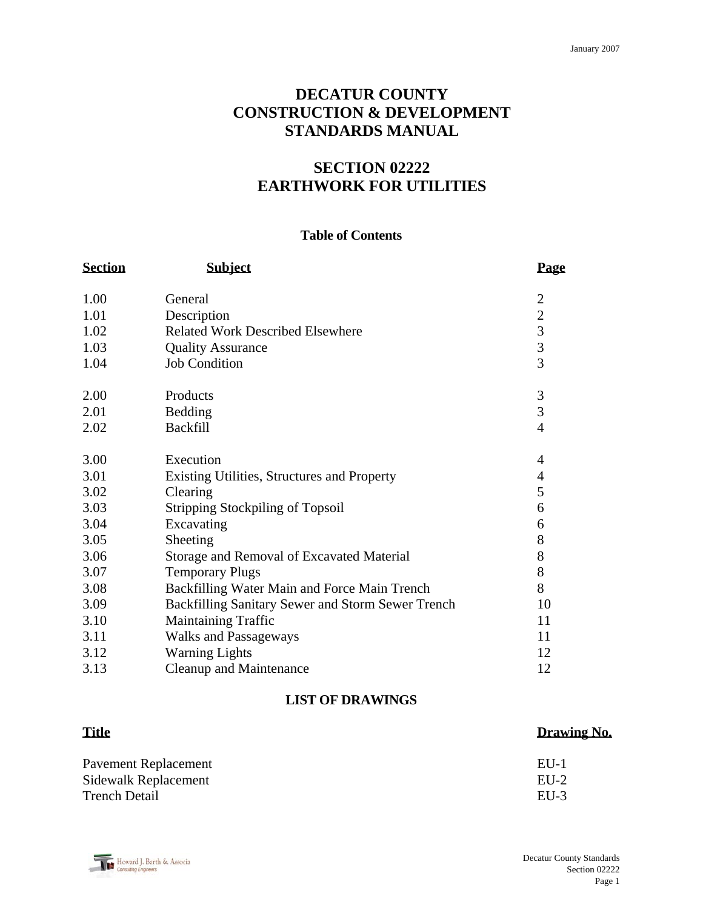January 2007

# DECATUR COUNTY CONSTRUCTION & DEVELOPMENT STANDARDS MANUAL

# SECTION 02222 EARTHWORK FOR UTILITIES

## Table of Contents

| Section | Subject | Page |
|---|---|---|
| 1.00 | General | 2 |
| 1.01 | Description | 2 |
| 1.02 | Related Work Described Elsewhere | 3 |
| 1.03 | Quality Assurance | 3 |
| 1.04 | Job Condition | 3 |
| | | |
| 2.00 | Products | 3 |
| 2.01 | Bedding | 3 |
| 2.02 | Backfill | 4 |
| | | |
| 3.00 | Execution | 4 |
| 3.01 | Existing Utilities, Structures and Property | 4 |
| 3.02 | Clearing | 5 |
| 3.03 | Stripping Stockpiling of Topsoil | 6 |
| 3.04 | Excavating | 6 |
| 3.05 | Sheeting | 8 |
| 3.06 | Storage and Removal of Excavated Material | 8 |
| 3.07 | Temporary Plugs | 8 |
| 3.08 | Backfilling Water Main and Force Main Trench | 8 |
| 3.09 | Backfilling Sanitary Sewer and Storm Sewer Trench | 10 |
| 3.10 | Maintaining Traffic | 11 |
| 3.11 | Walks and Passageways | 11 |
| 3.12 | Warning Lights | 12 |
| 3.13 | Cleanup and Maintenance | 12 |

## LIST OF DRAWINGS

| Title | Drawing No. |
|---|---|
| Pavement Replacement | EU-1 |
| Sidewalk Replacement | EU-2 |
| Trench Detail | EU-3 |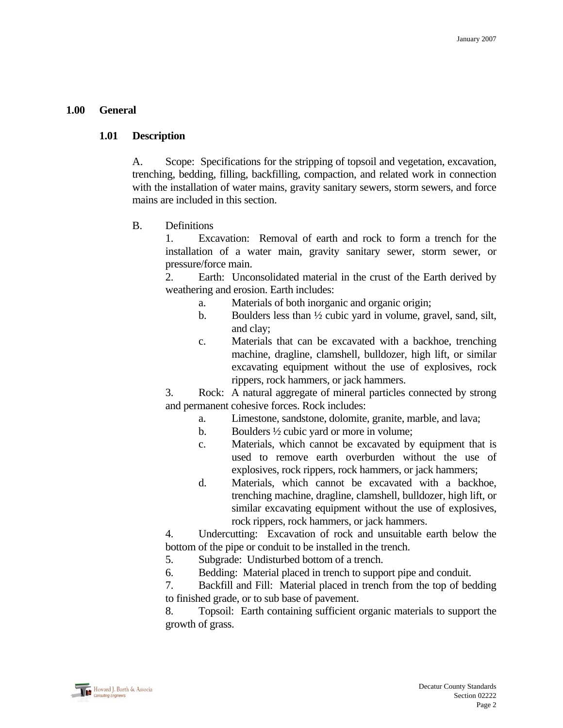# 1.00 General

## 1.01 Description

A. Scope: Specifications for the stripping of topsoil and vegetation, excavation, trenching, bedding, filling, backfilling, compaction, and related work in connection with the installation of water mains, gravity sanitary sewers, storm sewers, and force mains are included in this section.

B. Definitions

1. Excavation: Removal of earth and rock to form a trench for the installation of a water main, gravity sanitary sewer, storm sewer, or pressure/force main.
2. Earth: Unconsolidated material in the crust of the Earth derived by weathering and erosion. Earth includes:
   a. Materials of both inorganic and organic origin;
   b. Boulders less than ½ cubic yard in volume, gravel, sand, silt, and clay;
   c. Materials that can be excavated with a backhoe, trenching machine, dragline, clamshell, bulldozer, high lift, or similar excavating equipment without the use of explosives, rock rippers, rock hammers, or jack hammers.
3. Rock: A natural aggregate of mineral particles connected by strong and permanent cohesive forces. Rock includes:
   a. Limestone, sandstone, dolomite, granite, marble, and lava;
   b. Boulders ½ cubic yard or more in volume;
   c. Materials, which cannot be excavated by equipment that is used to remove earth overburden without the use of explosives, rock rippers, rock hammers, or jack hammers;
   d. Materials, which cannot be excavated with a backhoe, trenching machine, dragline, clamshell, bulldozer, high lift, or similar excavating equipment without the use of explosives, rock rippers, rock hammers, or jack hammers.
4. Undercutting: Excavation of rock and unsuitable earth below the bottom of the pipe or conduit to be installed in the trench.
5. Subgrade: Undisturbed bottom of a trench.
6. Bedding: Material placed in trench to support pipe and conduit.
7. Backfill and Fill: Material placed in trench from the top of bedding to finished grade, or to sub base of pavement.
8. Topsoil: Earth containing sufficient organic materials to support the growth of grass.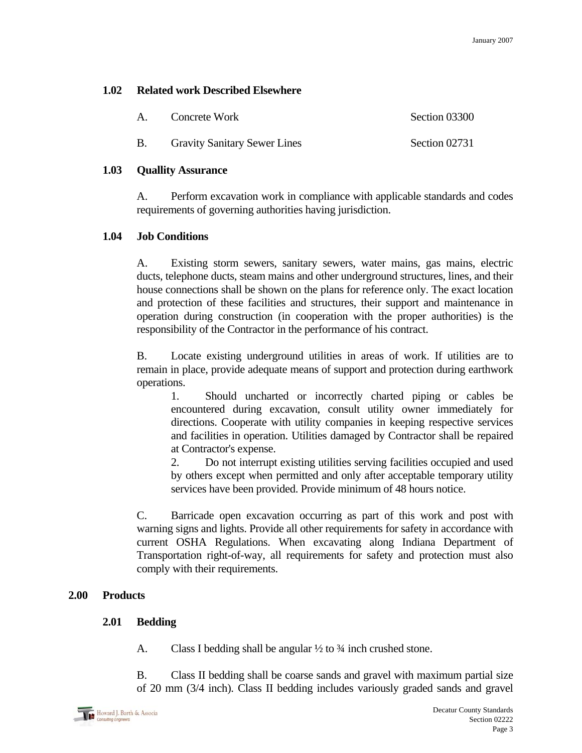### 1.02 Related work Described Elsewhere

| | | |
|---|---|---|
| A. | Concrete Work | Section 03300 |
| B. | Gravity Sanitary Sewer Lines | Section 02731 |

### 1.03 Quallity Assurance

A. Perform excavation work in compliance with applicable standards and codes requirements of governing authorities having jurisdiction.

### 1.04 Job Conditions

A. Existing storm sewers, sanitary sewers, water mains, gas mains, electric ducts, telephone ducts, steam mains and other underground structures, lines, and their house connections shall be shown on the plans for reference only. The exact location and protection of these facilities and structures, their support and maintenance in operation during construction (in cooperation with the proper authorities) is the responsibility of the Contractor in the performance of his contract.

B. Locate existing underground utilities in areas of work. If utilities are to remain in place, provide adequate means of support and protection during earthwork operations.

1. Should uncharted or incorrectly charted piping or cables be encountered during excavation, consult utility owner immediately for directions. Cooperate with utility companies in keeping respective services and facilities in operation. Utilities damaged by Contractor shall be repaired at Contractor's expense.
2. Do not interrupt existing utilities serving facilities occupied and used by others except when permitted and only after acceptable temporary utility services have been provided. Provide minimum of 48 hours notice.

C. Barricade open excavation occurring as part of this work and post with warning signs and lights. Provide all other requirements for safety in accordance with current OSHA Regulations. When excavating along Indiana Department of Transportation right-of-way, all requirements for safety and protection must also comply with their requirements.

## 2.00 Products

### 2.01 Bedding

A. Class I bedding shall be angular ½ to ¾ inch crushed stone.

B. Class II bedding shall be coarse sands and gravel with maximum partial size of 20 mm (3/4 inch). Class II bedding includes variously graded sands and gravel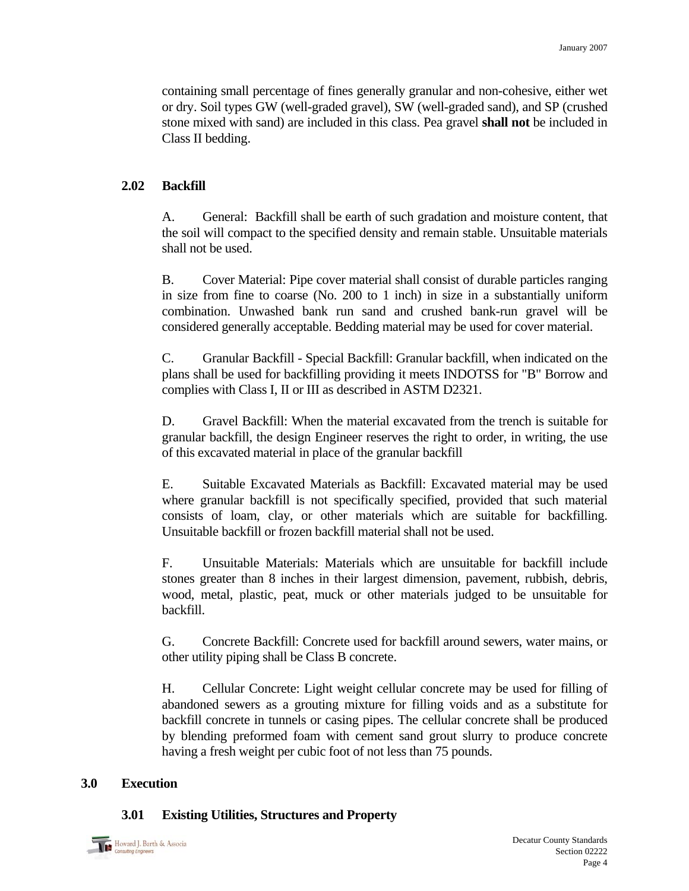containing small percentage of fines generally granular and non-cohesive, either wet or dry. Soil types GW (well-graded gravel), SW (well-graded sand), and SP (crushed stone mixed with sand) are included in this class. Pea gravel **shall not** be included in Class II bedding.

### 2.02 Backfill

A. General: Backfill shall be earth of such gradation and moisture content, that the soil will compact to the specified density and remain stable. Unsuitable materials shall not be used.

B. Cover Material: Pipe cover material shall consist of durable particles ranging in size from fine to coarse (No. 200 to 1 inch) in size in a substantially uniform combination. Unwashed bank run sand and crushed bank-run gravel will be considered generally acceptable. Bedding material may be used for cover material.

C. Granular Backfill - Special Backfill: Granular backfill, when indicated on the plans shall be used for backfilling providing it meets INDOTSS for "B" Borrow and complies with Class I, II or III as described in ASTM D2321.

D. Gravel Backfill: When the material excavated from the trench is suitable for granular backfill, the design Engineer reserves the right to order, in writing, the use of this excavated material in place of the granular backfill

E. Suitable Excavated Materials as Backfill: Excavated material may be used where granular backfill is not specifically specified, provided that such material consists of loam, clay, or other materials which are suitable for backfilling. Unsuitable backfill or frozen backfill material shall not be used.

F. Unsuitable Materials: Materials which are unsuitable for backfill include stones greater than 8 inches in their largest dimension, pavement, rubbish, debris, wood, metal, plastic, peat, muck or other materials judged to be unsuitable for backfill.

G. Concrete Backfill: Concrete used for backfill around sewers, water mains, or other utility piping shall be Class B concrete.

H. Cellular Concrete: Light weight cellular concrete may be used for filling of abandoned sewers as a grouting mixture for filling voids and as a substitute for backfill concrete in tunnels or casing pipes. The cellular concrete shall be produced by blending preformed foam with cement sand grout slurry to produce concrete having a fresh weight per cubic foot of not less than 75 pounds.

## 3.0 Execution

### 3.01 Existing Utilities, Structures and Property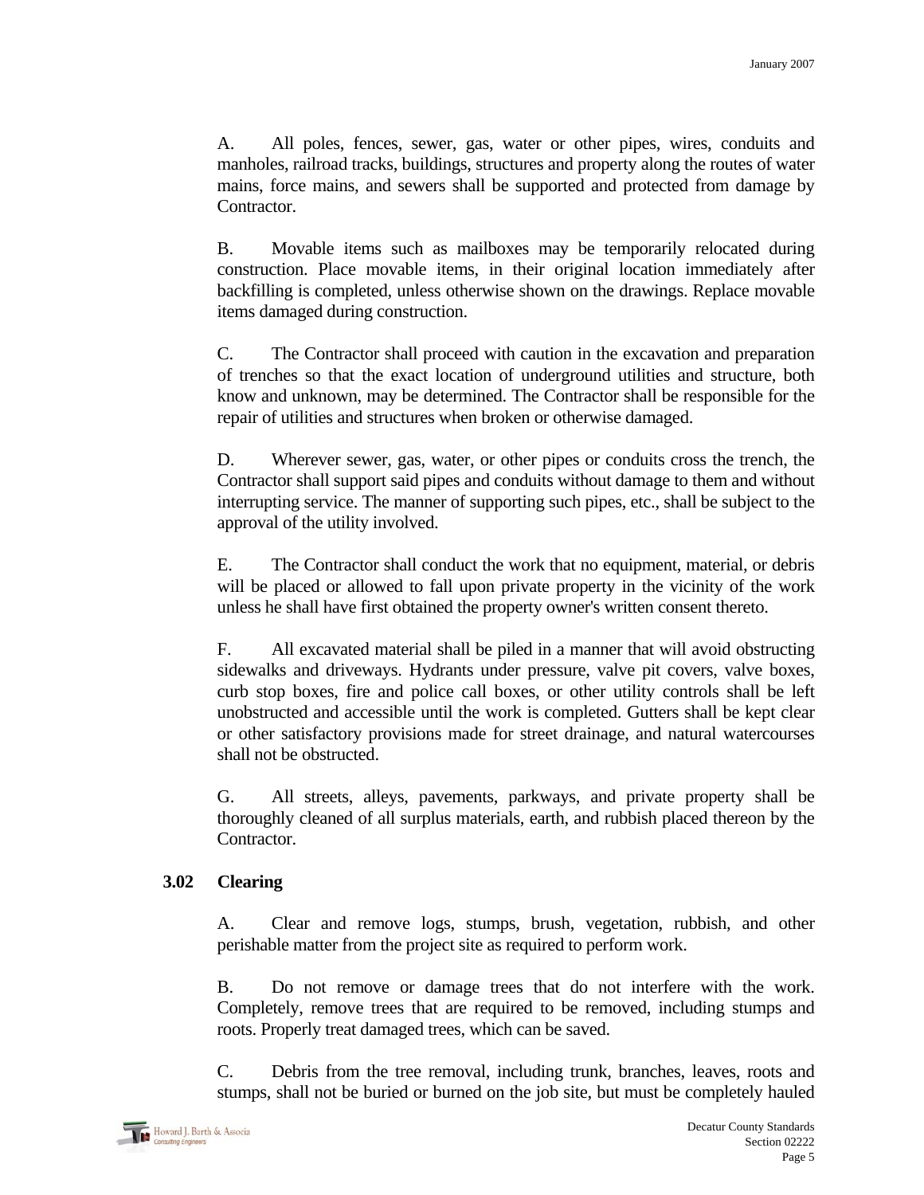A. All poles, fences, sewer, gas, water or other pipes, wires, conduits and manholes, railroad tracks, buildings, structures and property along the routes of water mains, force mains, and sewers shall be supported and protected from damage by Contractor.

B. Movable items such as mailboxes may be temporarily relocated during construction. Place movable items, in their original location immediately after backfilling is completed, unless otherwise shown on the drawings. Replace movable items damaged during construction.

C. The Contractor shall proceed with caution in the excavation and preparation of trenches so that the exact location of underground utilities and structure, both know and unknown, may be determined. The Contractor shall be responsible for the repair of utilities and structures when broken or otherwise damaged.

D. Wherever sewer, gas, water, or other pipes or conduits cross the trench, the Contractor shall support said pipes and conduits without damage to them and without interrupting service. The manner of supporting such pipes, etc., shall be subject to the approval of the utility involved.

E. The Contractor shall conduct the work that no equipment, material, or debris will be placed or allowed to fall upon private property in the vicinity of the work unless he shall have first obtained the property owner's written consent thereto.

F. All excavated material shall be piled in a manner that will avoid obstructing sidewalks and driveways. Hydrants under pressure, valve pit covers, valve boxes, curb stop boxes, fire and police call boxes, or other utility controls shall be left unobstructed and accessible until the work is completed. Gutters shall be kept clear or other satisfactory provisions made for street drainage, and natural watercourses shall not be obstructed.

G. All streets, alleys, pavements, parkways, and private property shall be thoroughly cleaned of all surplus materials, earth, and rubbish placed thereon by the Contractor.

**3.02 Clearing**

A. Clear and remove logs, stumps, brush, vegetation, rubbish, and other perishable matter from the project site as required to perform work.

B. Do not remove or damage trees that do not interfere with the work. Completely, remove trees that are required to be removed, including stumps and roots. Properly treat damaged trees, which can be saved.

C. Debris from the tree removal, including trunk, branches, leaves, roots and stumps, shall not be buried or burned on the job site, but must be completely hauled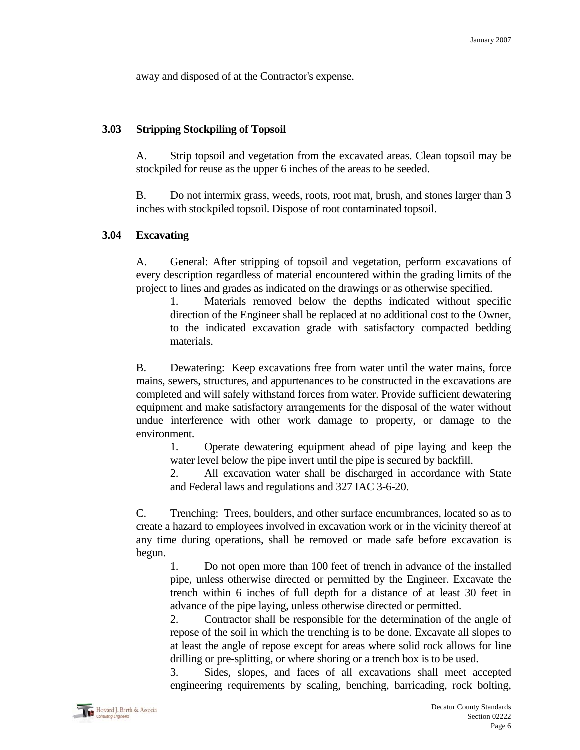away and disposed of at the Contractor's expense.

## 3.03 Stripping Stockpiling of Topsoil

A. Strip topsoil and vegetation from the excavated areas. Clean topsoil may be stockpiled for reuse as the upper 6 inches of the areas to be seeded.

B. Do not intermix grass, weeds, roots, root mat, brush, and stones larger than 3 inches with stockpiled topsoil. Dispose of root contaminated topsoil.

## 3.04 Excavating

A. General: After stripping of topsoil and vegetation, perform excavations of every description regardless of material encountered within the grading limits of the project to lines and grades as indicated on the drawings or as otherwise specified.

1. Materials removed below the depths indicated without specific direction of the Engineer shall be replaced at no additional cost to the Owner, to the indicated excavation grade with satisfactory compacted bedding materials.

B. Dewatering: Keep excavations free from water until the water mains, force mains, sewers, structures, and appurtenances to be constructed in the excavations are completed and will safely withstand forces from water. Provide sufficient dewatering equipment and make satisfactory arrangements for the disposal of the water without undue interference with other work damage to property, or damage to the environment.

1. Operate dewatering equipment ahead of pipe laying and keep the water level below the pipe invert until the pipe is secured by backfill.
2. All excavation water shall be discharged in accordance with State and Federal laws and regulations and 327 IAC 3-6-20.

C. Trenching: Trees, boulders, and other surface encumbrances, located so as to create a hazard to employees involved in excavation work or in the vicinity thereof at any time during operations, shall be removed or made safe before excavation is begun.

1. Do not open more than 100 feet of trench in advance of the installed pipe, unless otherwise directed or permitted by the Engineer. Excavate the trench within 6 inches of full depth for a distance of at least 30 feet in advance of the pipe laying, unless otherwise directed or permitted.
2. Contractor shall be responsible for the determination of the angle of repose of the soil in which the trenching is to be done. Excavate all slopes to at least the angle of repose except for areas where solid rock allows for line drilling or pre-splitting, or where shoring or a trench box is to be used.
3. Sides, slopes, and faces of all excavations shall meet accepted engineering requirements by scaling, benching, barricading, rock bolting,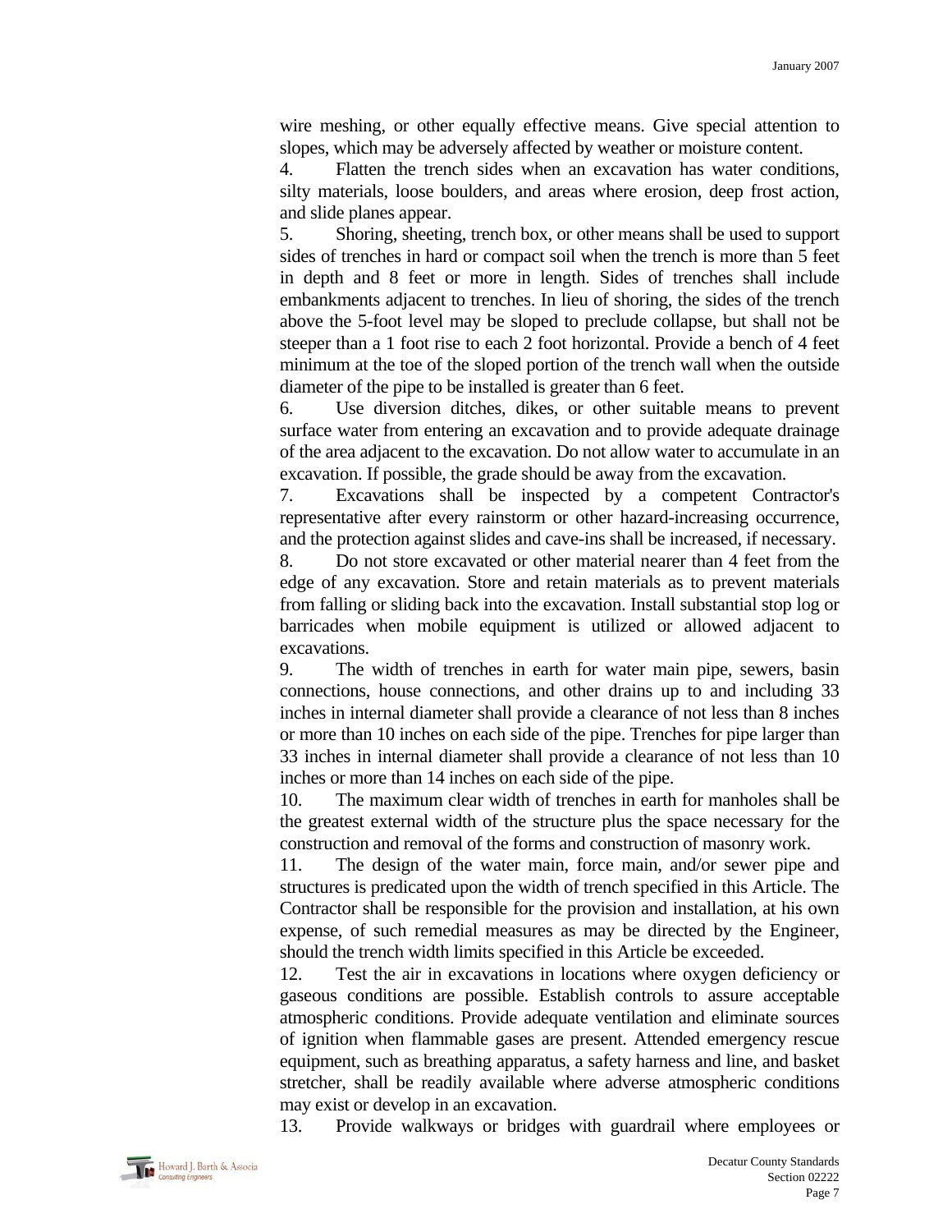wire meshing, or other equally effective means. Give special attention to slopes, which may be adversely affected by weather or moisture content.

4. Flatten the trench sides when an excavation has water conditions, silty materials, loose boulders, and areas where erosion, deep frost action, and slide planes appear.

5. Shoring, sheeting, trench box, or other means shall be used to support sides of trenches in hard or compact soil when the trench is more than 5 feet in depth and 8 feet or more in length. Sides of trenches shall include embankments adjacent to trenches. In lieu of shoring, the sides of the trench above the 5-foot level may be sloped to preclude collapse, but shall not be steeper than a 1 foot rise to each 2 foot horizontal. Provide a bench of 4 feet minimum at the toe of the sloped portion of the trench wall when the outside diameter of the pipe to be installed is greater than 6 feet.

6. Use diversion ditches, dikes, or other suitable means to prevent surface water from entering an excavation and to provide adequate drainage of the area adjacent to the excavation. Do not allow water to accumulate in an excavation. If possible, the grade should be away from the excavation.

7. Excavations shall be inspected by a competent Contractor's representative after every rainstorm or other hazard-increasing occurrence, and the protection against slides and cave-ins shall be increased, if necessary.

8. Do not store excavated or other material nearer than 4 feet from the edge of any excavation. Store and retain materials as to prevent materials from falling or sliding back into the excavation. Install substantial stop log or barricades when mobile equipment is utilized or allowed adjacent to excavations.

9. The width of trenches in earth for water main pipe, sewers, basin connections, house connections, and other drains up to and including 33 inches in internal diameter shall provide a clearance of not less than 8 inches or more than 10 inches on each side of the pipe. Trenches for pipe larger than 33 inches in internal diameter shall provide a clearance of not less than 10 inches or more than 14 inches on each side of the pipe.

10. The maximum clear width of trenches in earth for manholes shall be the greatest external width of the structure plus the space necessary for the construction and removal of the forms and construction of masonry work.

11. The design of the water main, force main, and/or sewer pipe and structures is predicated upon the width of trench specified in this Article. The Contractor shall be responsible for the provision and installation, at his own expense, of such remedial measures as may be directed by the Engineer, should the trench width limits specified in this Article be exceeded.

12. Test the air in excavations in locations where oxygen deficiency or gaseous conditions are possible. Establish controls to assure acceptable atmospheric conditions. Provide adequate ventilation and eliminate sources of ignition when flammable gases are present. Attended emergency rescue equipment, such as breathing apparatus, a safety harness and line, and basket stretcher, shall be readily available where adverse atmospheric conditions may exist or develop in an excavation.

13. Provide walkways or bridges with guardrail where employees or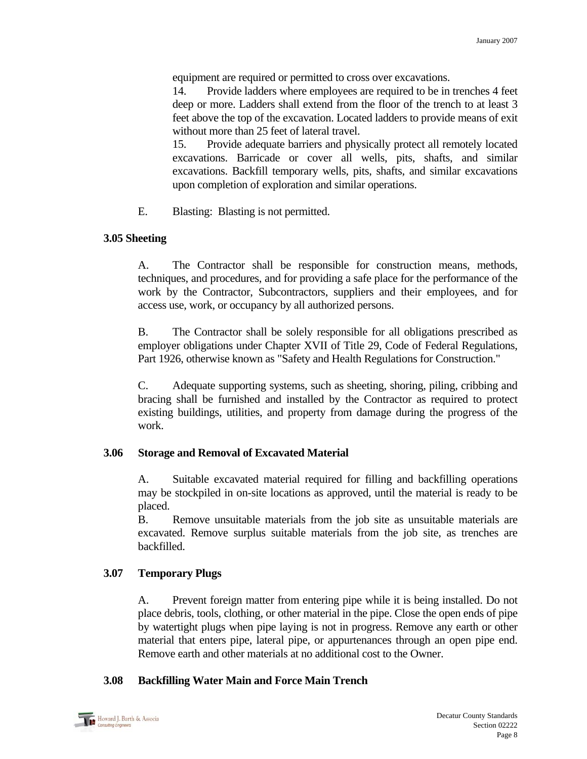equipment are required or permitted to cross over excavations.

14. Provide ladders where employees are required to be in trenches 4 feet deep or more. Ladders shall extend from the floor of the trench to at least 3 feet above the top of the excavation. Located ladders to provide means of exit without more than 25 feet of lateral travel.

15. Provide adequate barriers and physically protect all remotely located excavations. Barricade or cover all wells, pits, shafts, and similar excavations. Backfill temporary wells, pits, shafts, and similar excavations upon completion of exploration and similar operations.

E. Blasting: Blasting is not permitted.

### 3.05 Sheeting

A. The Contractor shall be responsible for construction means, methods, techniques, and procedures, and for providing a safe place for the performance of the work by the Contractor, Subcontractors, suppliers and their employees, and for access use, work, or occupancy by all authorized persons.

B. The Contractor shall be solely responsible for all obligations prescribed as employer obligations under Chapter XVII of Title 29, Code of Federal Regulations, Part 1926, otherwise known as "Safety and Health Regulations for Construction."

C. Adequate supporting systems, such as sheeting, shoring, piling, cribbing and bracing shall be furnished and installed by the Contractor as required to protect existing buildings, utilities, and property from damage during the progress of the work.

### 3.06 Storage and Removal of Excavated Material

A. Suitable excavated material required for filling and backfilling operations may be stockpiled in on-site locations as approved, until the material is ready to be placed.

B. Remove unsuitable materials from the job site as unsuitable materials are excavated. Remove surplus suitable materials from the job site, as trenches are backfilled.

### 3.07 Temporary Plugs

A. Prevent foreign matter from entering pipe while it is being installed. Do not place debris, tools, clothing, or other material in the pipe. Close the open ends of pipe by watertight plugs when pipe laying is not in progress. Remove any earth or other material that enters pipe, lateral pipe, or appurtenances through an open pipe end. Remove earth and other materials at no additional cost to the Owner.

### 3.08 Backfilling Water Main and Force Main Trench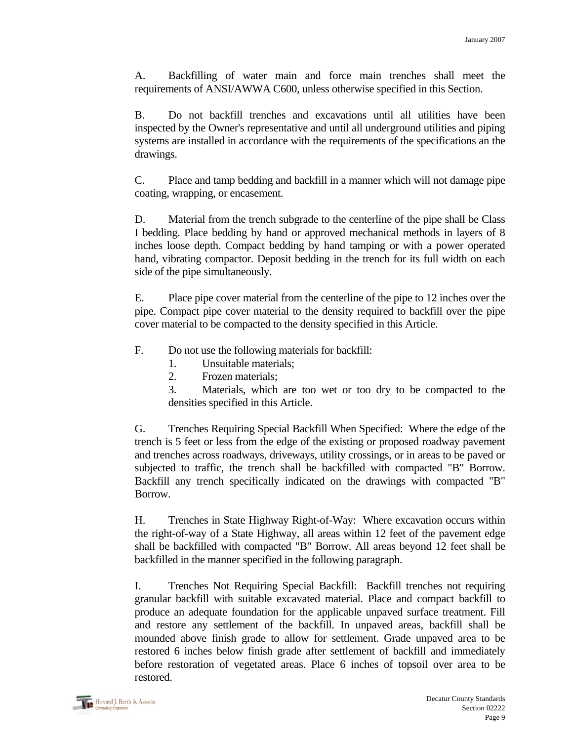A. Backfilling of water main and force main trenches shall meet the requirements of ANSI/AWWA C600, unless otherwise specified in this Section.

B. Do not backfill trenches and excavations until all utilities have been inspected by the Owner's representative and until all underground utilities and piping systems are installed in accordance with the requirements of the specifications an the drawings.

C. Place and tamp bedding and backfill in a manner which will not damage pipe coating, wrapping, or encasement.

D. Material from the trench subgrade to the centerline of the pipe shall be Class I bedding. Place bedding by hand or approved mechanical methods in layers of 8 inches loose depth. Compact bedding by hand tamping or with a power operated hand, vibrating compactor. Deposit bedding in the trench for its full width on each side of the pipe simultaneously.

E. Place pipe cover material from the centerline of the pipe to 12 inches over the pipe. Compact pipe cover material to the density required to backfill over the pipe cover material to be compacted to the density specified in this Article.

F. Do not use the following materials for backfill:

1. Unsuitable materials;
2. Frozen materials;
3. Materials, which are too wet or too dry to be compacted to the densities specified in this Article.

G. Trenches Requiring Special Backfill When Specified: Where the edge of the trench is 5 feet or less from the edge of the existing or proposed roadway pavement and trenches across roadways, driveways, utility crossings, or in areas to be paved or subjected to traffic, the trench shall be backfilled with compacted "B" Borrow. Backfill any trench specifically indicated on the drawings with compacted "B" Borrow.

H. Trenches in State Highway Right-of-Way: Where excavation occurs within the right-of-way of a State Highway, all areas within 12 feet of the pavement edge shall be backfilled with compacted "B" Borrow. All areas beyond 12 feet shall be backfilled in the manner specified in the following paragraph.

I. Trenches Not Requiring Special Backfill: Backfill trenches not requiring granular backfill with suitable excavated material. Place and compact backfill to produce an adequate foundation for the applicable unpaved surface treatment. Fill and restore any settlement of the backfill. In unpaved areas, backfill shall be mounded above finish grade to allow for settlement. Grade unpaved area to be restored 6 inches below finish grade after settlement of backfill and immediately before restoration of vegetated areas. Place 6 inches of topsoil over area to be restored.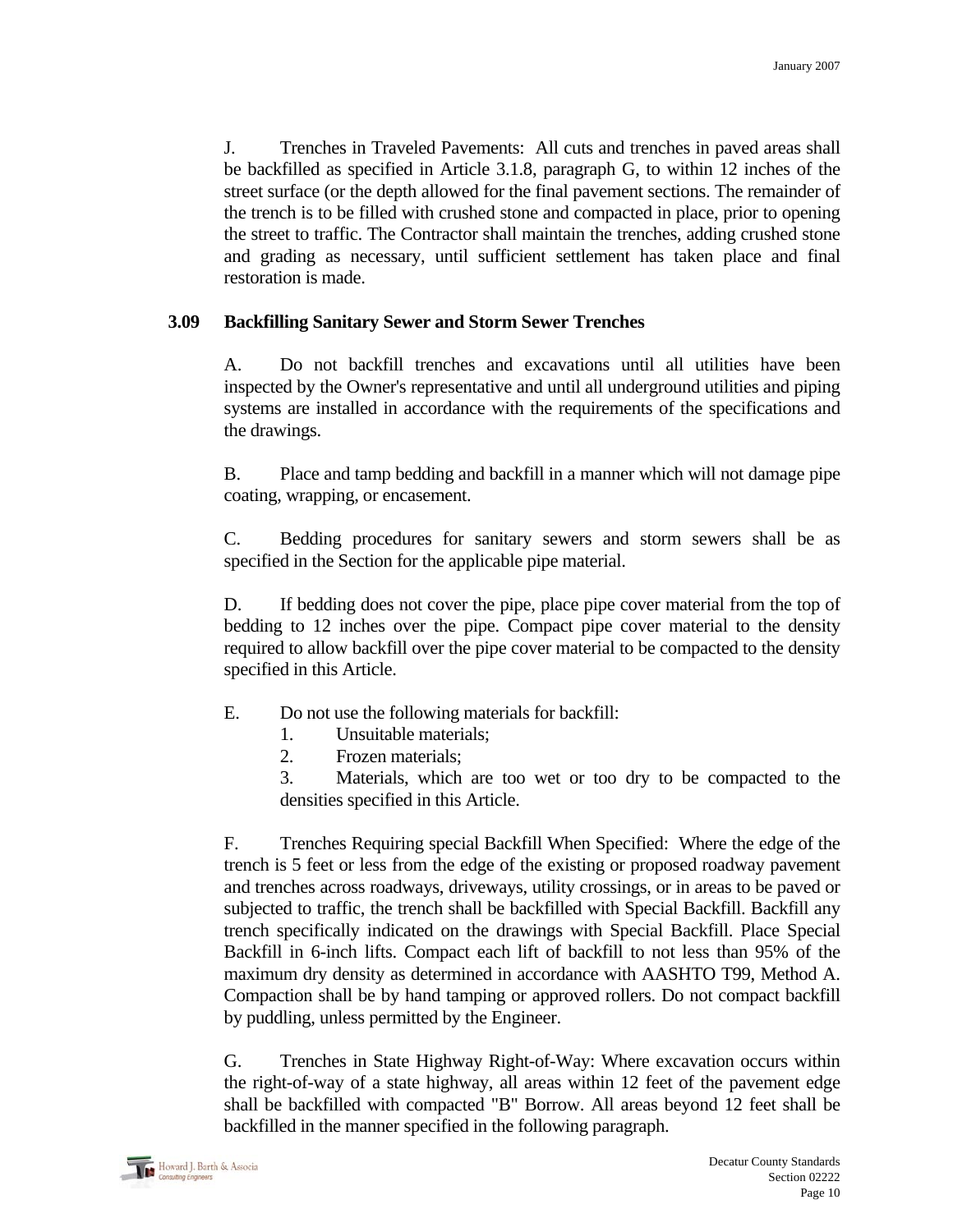J. Trenches in Traveled Pavements: All cuts and trenches in paved areas shall be backfilled as specified in Article 3.1.8, paragraph G, to within 12 inches of the street surface (or the depth allowed for the final pavement sections. The remainder of the trench is to be filled with crushed stone and compacted in place, prior to opening the street to traffic. The Contractor shall maintain the trenches, adding crushed stone and grading as necessary, until sufficient settlement has taken place and final restoration is made.

## 3.09 Backfilling Sanitary Sewer and Storm Sewer Trenches

A. Do not backfill trenches and excavations until all utilities have been inspected by the Owner's representative and until all underground utilities and piping systems are installed in accordance with the requirements of the specifications and the drawings.

B. Place and tamp bedding and backfill in a manner which will not damage pipe coating, wrapping, or encasement.

C. Bedding procedures for sanitary sewers and storm sewers shall be as specified in the Section for the applicable pipe material.

D. If bedding does not cover the pipe, place pipe cover material from the top of bedding to 12 inches over the pipe. Compact pipe cover material to the density required to allow backfill over the pipe cover material to be compacted to the density specified in this Article.

E. Do not use the following materials for backfill:

1. Unsuitable materials;
2. Frozen materials;
3. Materials, which are too wet or too dry to be compacted to the densities specified in this Article.

F. Trenches Requiring special Backfill When Specified: Where the edge of the trench is 5 feet or less from the edge of the existing or proposed roadway pavement and trenches across roadways, driveways, utility crossings, or in areas to be paved or subjected to traffic, the trench shall be backfilled with Special Backfill. Backfill any trench specifically indicated on the drawings with Special Backfill. Place Special Backfill in 6-inch lifts. Compact each lift of backfill to not less than 95% of the maximum dry density as determined in accordance with AASHTO T99, Method A. Compaction shall be by hand tamping or approved rollers. Do not compact backfill by puddling, unless permitted by the Engineer.

G. Trenches in State Highway Right-of-Way: Where excavation occurs within the right-of-way of a state highway, all areas within 12 feet of the pavement edge shall be backfilled with compacted "B" Borrow. All areas beyond 12 feet shall be backfilled in the manner specified in the following paragraph.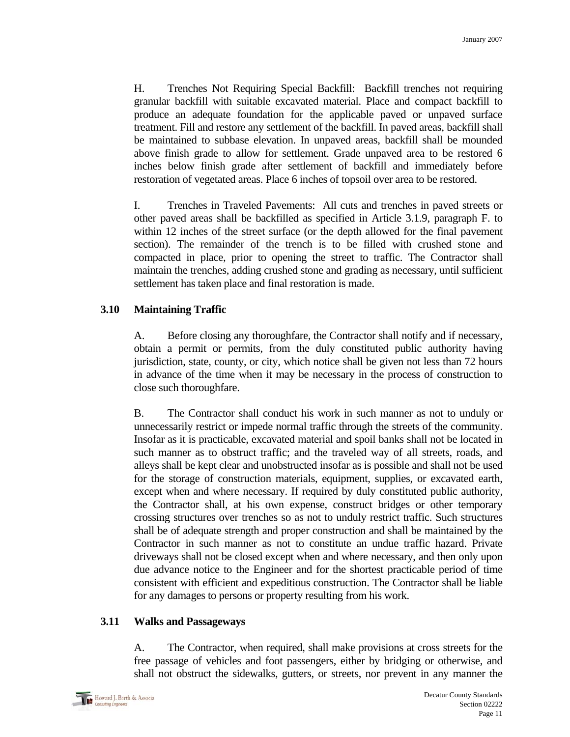H. Trenches Not Requiring Special Backfill: Backfill trenches not requiring granular backfill with suitable excavated material. Place and compact backfill to produce an adequate foundation for the applicable paved or unpaved surface treatment. Fill and restore any settlement of the backfill. In paved areas, backfill shall be maintained to subbase elevation. In unpaved areas, backfill shall be mounded above finish grade to allow for settlement. Grade unpaved area to be restored 6 inches below finish grade after settlement of backfill and immediately before restoration of vegetated areas. Place 6 inches of topsoil over area to be restored.

I. Trenches in Traveled Pavements: All cuts and trenches in paved streets or other paved areas shall be backfilled as specified in Article 3.1.9, paragraph F. to within 12 inches of the street surface (or the depth allowed for the final pavement section). The remainder of the trench is to be filled with crushed stone and compacted in place, prior to opening the street to traffic. The Contractor shall maintain the trenches, adding crushed stone and grading as necessary, until sufficient settlement has taken place and final restoration is made.

## 3.10 Maintaining Traffic

A. Before closing any thoroughfare, the Contractor shall notify and if necessary, obtain a permit or permits, from the duly constituted public authority having jurisdiction, state, county, or city, which notice shall be given not less than 72 hours in advance of the time when it may be necessary in the process of construction to close such thoroughfare.

B. The Contractor shall conduct his work in such manner as not to unduly or unnecessarily restrict or impede normal traffic through the streets of the community. Insofar as it is practicable, excavated material and spoil banks shall not be located in such manner as to obstruct traffic; and the traveled way of all streets, roads, and alleys shall be kept clear and unobstructed insofar as is possible and shall not be used for the storage of construction materials, equipment, supplies, or excavated earth, except when and where necessary. If required by duly constituted public authority, the Contractor shall, at his own expense, construct bridges or other temporary crossing structures over trenches so as not to unduly restrict traffic. Such structures shall be of adequate strength and proper construction and shall be maintained by the Contractor in such manner as not to constitute an undue traffic hazard. Private driveways shall not be closed except when and where necessary, and then only upon due advance notice to the Engineer and for the shortest practicable period of time consistent with efficient and expeditious construction. The Contractor shall be liable for any damages to persons or property resulting from his work.

## 3.11 Walks and Passageways

A. The Contractor, when required, shall make provisions at cross streets for the free passage of vehicles and foot passengers, either by bridging or otherwise, and shall not obstruct the sidewalks, gutters, or streets, nor prevent in any manner the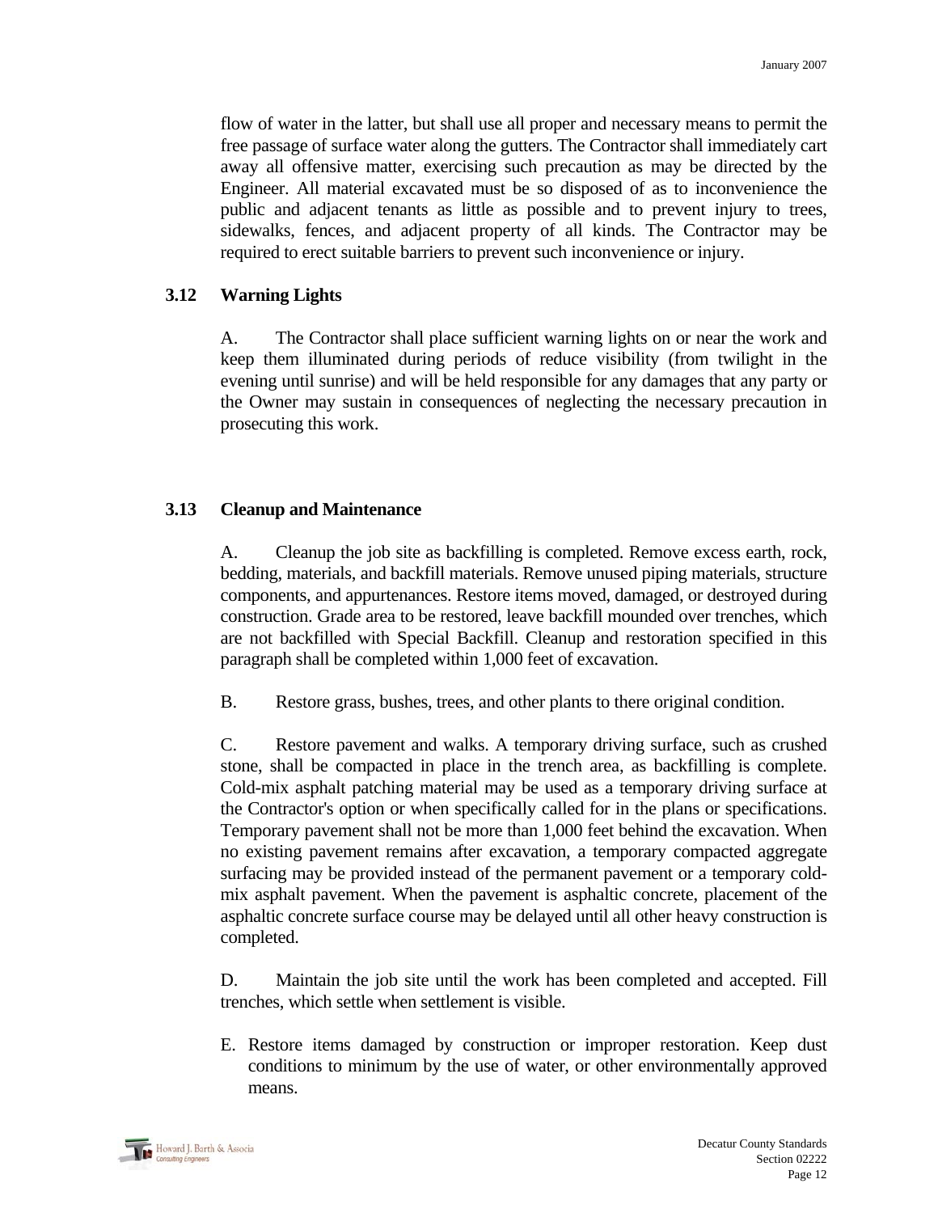flow of water in the latter, but shall use all proper and necessary means to permit the free passage of surface water along the gutters. The Contractor shall immediately cart away all offensive matter, exercising such precaution as may be directed by the Engineer. All material excavated must be so disposed of as to inconvenience the public and adjacent tenants as little as possible and to prevent injury to trees, sidewalks, fences, and adjacent property of all kinds. The Contractor may be required to erect suitable barriers to prevent such inconvenience or injury.

### 3.12 Warning Lights

A. The Contractor shall place sufficient warning lights on or near the work and keep them illuminated during periods of reduce visibility (from twilight in the evening until sunrise) and will be held responsible for any damages that any party or the Owner may sustain in consequences of neglecting the necessary precaution in prosecuting this work.

### 3.13 Cleanup and Maintenance

A. Cleanup the job site as backfilling is completed. Remove excess earth, rock, bedding, materials, and backfill materials. Remove unused piping materials, structure components, and appurtenances. Restore items moved, damaged, or destroyed during construction. Grade area to be restored, leave backfill mounded over trenches, which are not backfilled with Special Backfill. Cleanup and restoration specified in this paragraph shall be completed within 1,000 feet of excavation.

B. Restore grass, bushes, trees, and other plants to there original condition.

C. Restore pavement and walks. A temporary driving surface, such as crushed stone, shall be compacted in place in the trench area, as backfilling is complete. Cold-mix asphalt patching material may be used as a temporary driving surface at the Contractor's option or when specifically called for in the plans or specifications. Temporary pavement shall not be more than 1,000 feet behind the excavation. When no existing pavement remains after excavation, a temporary compacted aggregate surfacing may be provided instead of the permanent pavement or a temporary cold-mix asphalt pavement. When the pavement is asphaltic concrete, placement of the asphaltic concrete surface course may be delayed until all other heavy construction is completed.

D. Maintain the job site until the work has been completed and accepted. Fill trenches, which settle when settlement is visible.

E. Restore items damaged by construction or improper restoration. Keep dust conditions to minimum by the use of water, or other environmentally approved means.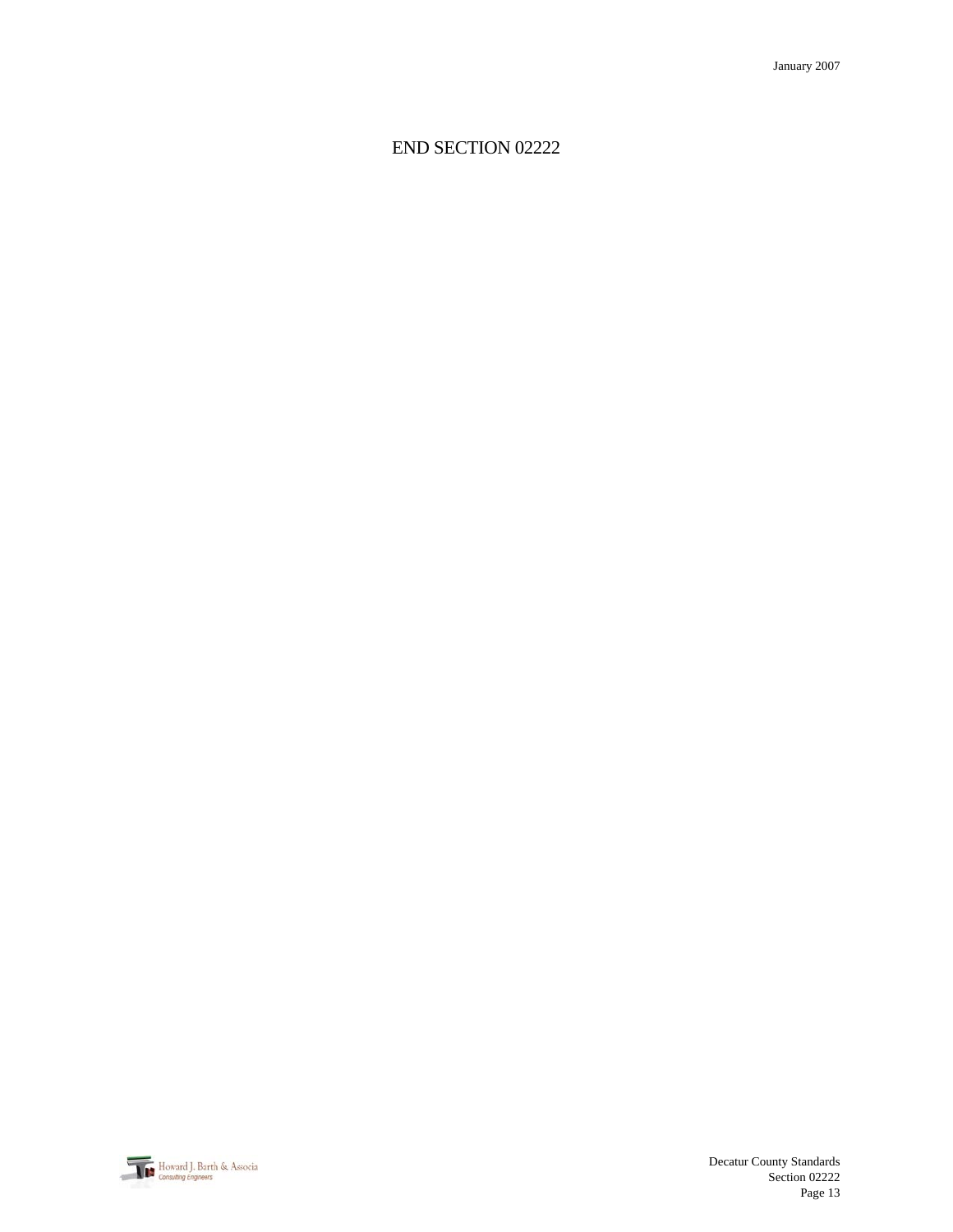END SECTION 02222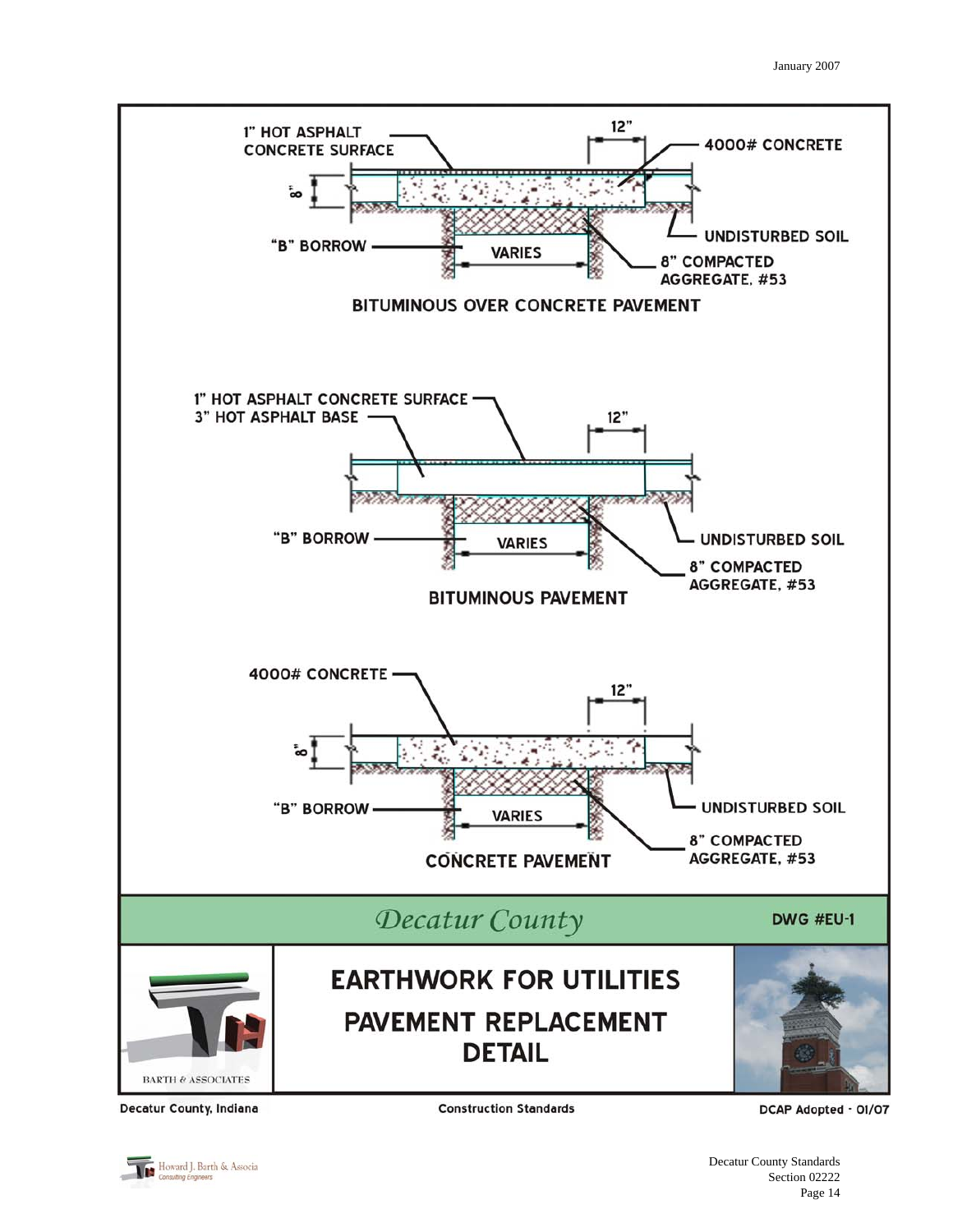1" HOT ASPHALT CONCRETE SURFACE

12"

4000# CONCRETE

8"

UNDISTURBED SOIL

"B" BORROW

VARIES

8" COMPACTED AGGREGATE, #53

**BITUMINOUS OVER CONCRETE PAVEMENT**

1" HOT ASPHALT CONCRETE SURFACE

3" HOT ASPHALT BASE

12"

"B" BORROW

VARIES

UNDISTURBED SOIL

8" COMPACTED AGGREGATE, #53

**BITUMINOUS PAVEMENT**

4000# CONCRETE

12"

8"

"B" BORROW

VARIES

UNDISTURBED SOIL

8" COMPACTED AGGREGATE, #53

**CONCRETE PAVEMENT**

*Decatur County*

**DWG #EU-1**

BARTH & ASSOCIATES

# EARTHWORK FOR UTILITIES PAVEMENT REPLACEMENT DETAIL

Decatur County, Indiana

Construction Standards

DCAP Adopted - 01/07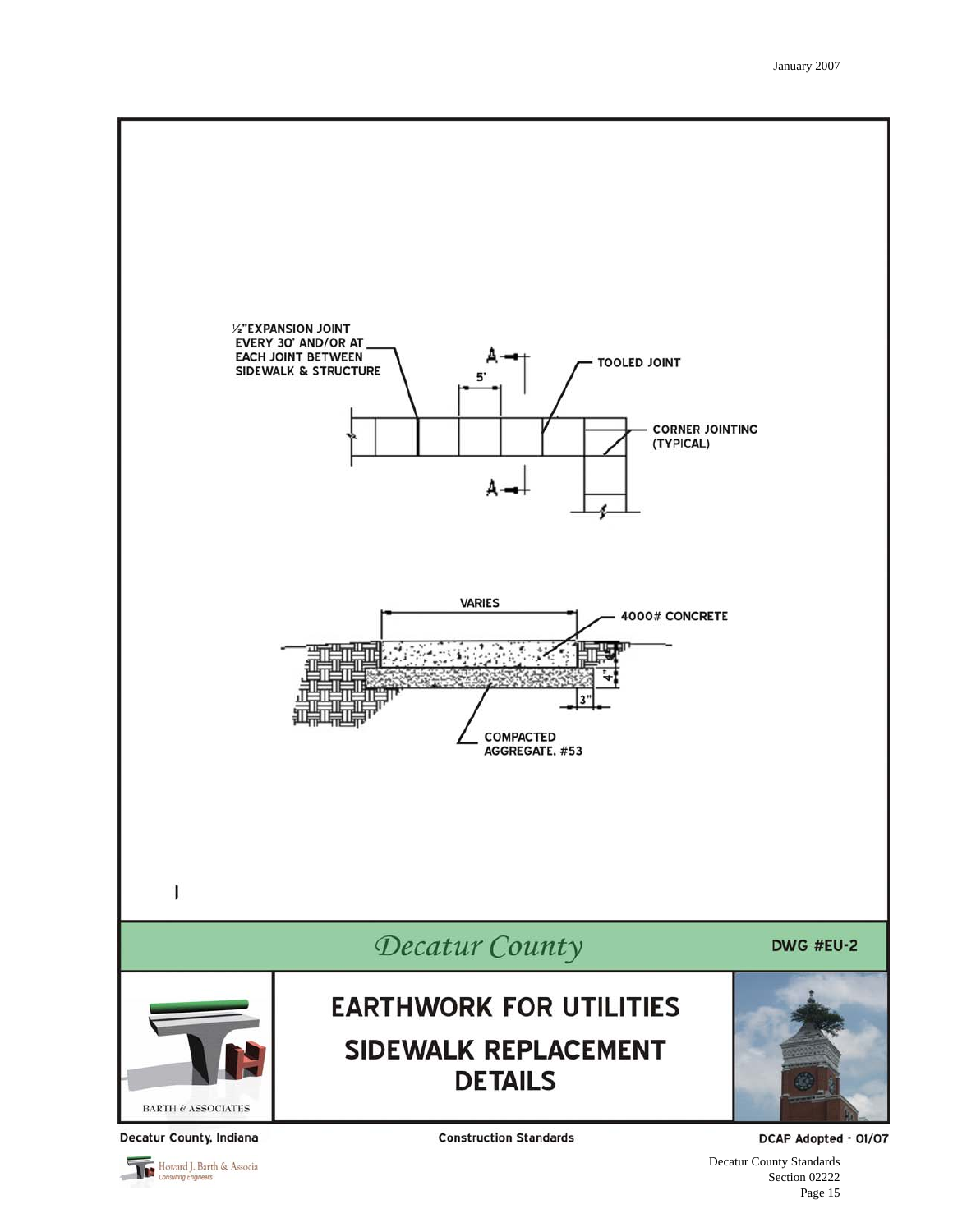½" EXPANSION JOINT EVERY 30' AND/OR AT EACH JOINT BETWEEN SIDEWALK & STRUCTURE

A

5'

TOOLED JOINT

CORNER JOINTING (TYPICAL)

A

VARIES

4000# CONCRETE

4"

4"

3"

COMPACTED AGGREGATE, #53

*Decatur County*

DWG #EU-2

# EARTHWORK FOR UTILITIES

## SIDEWALK REPLACEMENT DETAILS

BARTH & ASSOCIATES

Decatur County, Indiana

Construction Standards

DCAP Adopted - 01/07

Howard J. Barth & Associates
Consulting Engineers

Decatur County Standards
Section 02222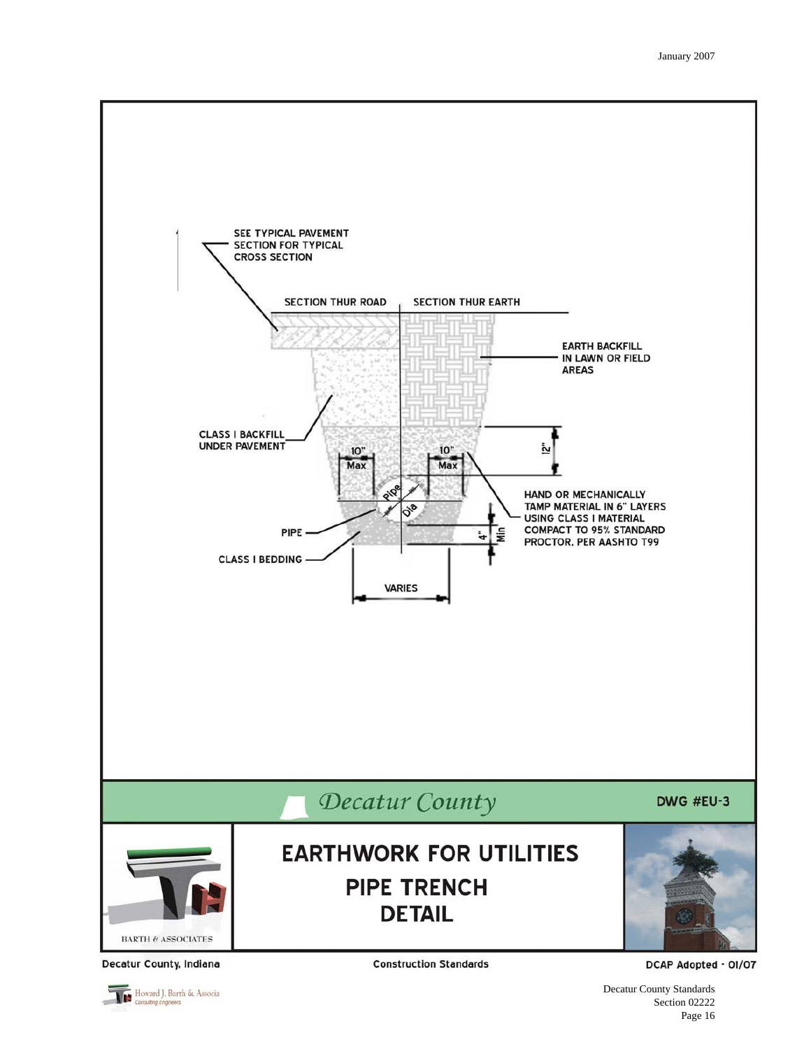SEE TYPICAL PAVEMENT SECTION FOR TYPICAL CROSS SECTION

SECTION THUR ROAD

SECTION THUR EARTH

EARTH BACKFILL IN LAWN OR FIELD AREAS

CLASS I BACKFILL UNDER PAVEMENT

10" Max

10" Max

12"

Pipe Dia

HAND OR MECHANICALLY TAMP MATERIAL IN 6" LAYERS USING CLASS I MATERIAL COMPACT TO 95% STANDARD PROCTOR, PER AASHTO T99

PIPE

4" Min

CLASS I BEDDING

VARIES

*Decatur County*

DWG #EU-3

BARTH & ASSOCIATES

# EARTHWORK FOR UTILITIES PIPE TRENCH DETAIL

Decatur County, Indiana

Construction Standards

DCAP Adopted - 01/07

Howard J. Barth & Associa
Consulting Engineers

Decatur County Standards
Section 02222